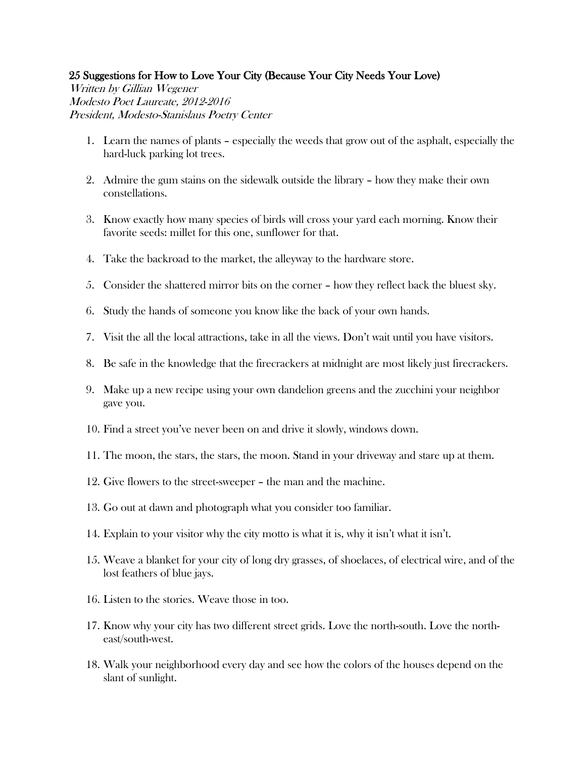# 25 Suggestions for How to Love Your City (Because Your City Needs Your Love)

*Written by Gillian Wegener*
*Modesto Poet Laureate, 2012-2016*
*President, Modesto-Stanislaus Poetry Center*

1. Learn the names of plants – especially the weeds that grow out of the asphalt, especially the hard-luck parking lot trees.
2. Admire the gum stains on the sidewalk outside the library – how they make their own constellations.
3. Know exactly how many species of birds will cross your yard each morning. Know their favorite seeds: millet for this one, sunflower for that.
4. Take the backroad to the market, the alleyway to the hardware store.
5. Consider the shattered mirror bits on the corner – how they reflect back the bluest sky.
6. Study the hands of someone you know like the back of your own hands.
7. Visit the all the local attractions, take in all the views. Don't wait until you have visitors.
8. Be safe in the knowledge that the firecrackers at midnight are most likely just firecrackers.
9. Make up a new recipe using your own dandelion greens and the zucchini your neighbor gave you.
10. Find a street you've never been on and drive it slowly, windows down.
11. The moon, the stars, the stars, the moon. Stand in your driveway and stare up at them.
12. Give flowers to the street-sweeper – the man and the machine.
13. Go out at dawn and photograph what you consider too familiar.
14. Explain to your visitor why the city motto is what it is, why it isn't what it isn't.
15. Weave a blanket for your city of long dry grasses, of shoelaces, of electrical wire, and of the lost feathers of blue jays.
16. Listen to the stories. Weave those in too.
17. Know why your city has two different street grids. Love the north-south. Love the north-east/south-west.
18. Walk your neighborhood every day and see how the colors of the houses depend on the slant of sunlight.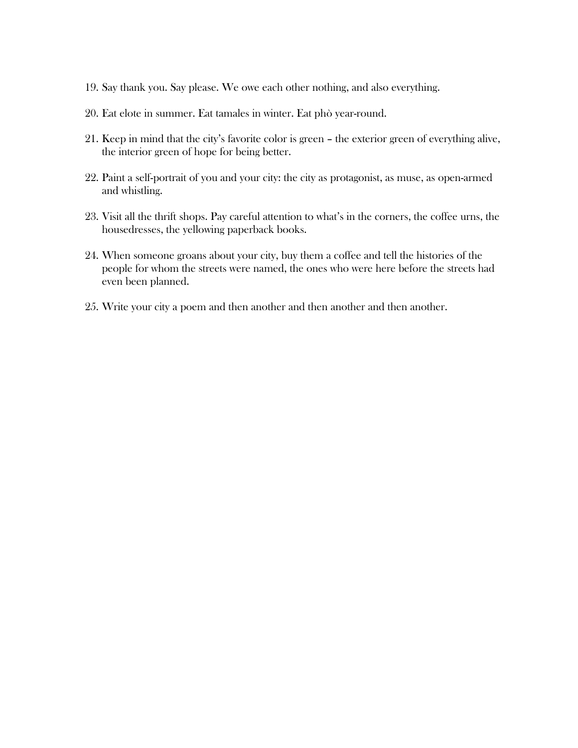19. Say thank you. Say please. We owe each other nothing, and also everything.

20. Eat elote in summer. Eat tamales in winter. Eat phò year-round.

21. Keep in mind that the city's favorite color is green – the exterior green of everything alive, the interior green of hope for being better.

22. Paint a self-portrait of you and your city: the city as protagonist, as muse, as open-armed and whistling.

23. Visit all the thrift shops. Pay careful attention to what's in the corners, the coffee urns, the housedresses, the yellowing paperback books.

24. When someone groans about your city, buy them a coffee and tell the histories of the people for whom the streets were named, the ones who were here before the streets had even been planned.

25. Write your city a poem and then another and then another and then another.